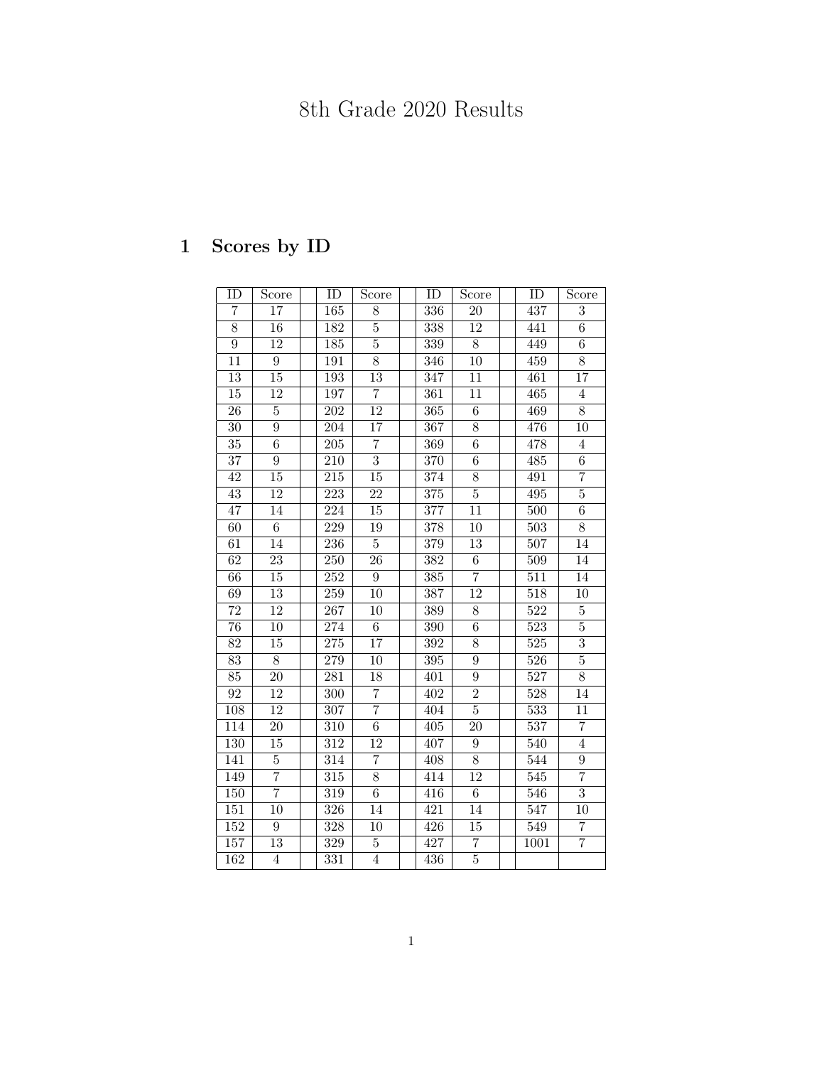# 8th Grade 2020 Results

## 1 Scores by ID

| ID | Score | | ID | Score | | ID | Score | | ID | Score |
|---|---|---|---|---|---|---|---|---|---|---|
| 7 | 17 | | 165 | 8 | | 336 | 20 | | 437 | 3 |
| 8 | 16 | | 182 | 5 | | 338 | 12 | | 441 | 6 |
| 9 | 12 | | 185 | 5 | | 339 | 8 | | 449 | 6 |
| 11 | 9 | | 191 | 8 | | 346 | 10 | | 459 | 8 |
| 13 | 15 | | 193 | 13 | | 347 | 11 | | 461 | 17 |
| 15 | 12 | | 197 | 7 | | 361 | 11 | | 465 | 4 |
| 26 | 5 | | 202 | 12 | | 365 | 6 | | 469 | 8 |
| 30 | 9 | | 204 | 17 | | 367 | 8 | | 476 | 10 |
| 35 | 6 | | 205 | 7 | | 369 | 6 | | 478 | 4 |
| 37 | 9 | | 210 | 3 | | 370 | 6 | | 485 | 6 |
| 42 | 15 | | 215 | 15 | | 374 | 8 | | 491 | 7 |
| 43 | 12 | | 223 | 22 | | 375 | 5 | | 495 | 5 |
| 47 | 14 | | 224 | 15 | | 377 | 11 | | 500 | 6 |
| 60 | 6 | | 229 | 19 | | 378 | 10 | | 503 | 8 |
| 61 | 14 | | 236 | 5 | | 379 | 13 | | 507 | 14 |
| 62 | 23 | | 250 | 26 | | 382 | 6 | | 509 | 14 |
| 66 | 15 | | 252 | 9 | | 385 | 7 | | 511 | 14 |
| 69 | 13 | | 259 | 10 | | 387 | 12 | | 518 | 10 |
| 72 | 12 | | 267 | 10 | | 389 | 8 | | 522 | 5 |
| 76 | 10 | | 274 | 6 | | 390 | 6 | | 523 | 5 |
| 82 | 15 | | 275 | 17 | | 392 | 8 | | 525 | 3 |
| 83 | 8 | | 279 | 10 | | 395 | 9 | | 526 | 5 |
| 85 | 20 | | 281 | 18 | | 401 | 9 | | 527 | 8 |
| 92 | 12 | | 300 | 7 | | 402 | 2 | | 528 | 14 |
| 108 | 12 | | 307 | 7 | | 404 | 5 | | 533 | 11 |
| 114 | 20 | | 310 | 6 | | 405 | 20 | | 537 | 7 |
| 130 | 15 | | 312 | 12 | | 407 | 9 | | 540 | 4 |
| 141 | 5 | | 314 | 7 | | 408 | 8 | | 544 | 9 |
| 149 | 7 | | 315 | 8 | | 414 | 12 | | 545 | 7 |
| 150 | 7 | | 319 | 6 | | 416 | 6 | | 546 | 3 |
| 151 | 10 | | 326 | 14 | | 421 | 14 | | 547 | 10 |
| 152 | 9 | | 328 | 10 | | 426 | 15 | | 549 | 7 |
| 157 | 13 | | 329 | 5 | | 427 | 7 | | 1001 | 7 |
| 162 | 4 | | 331 | 4 | | 436 | 5 | | | |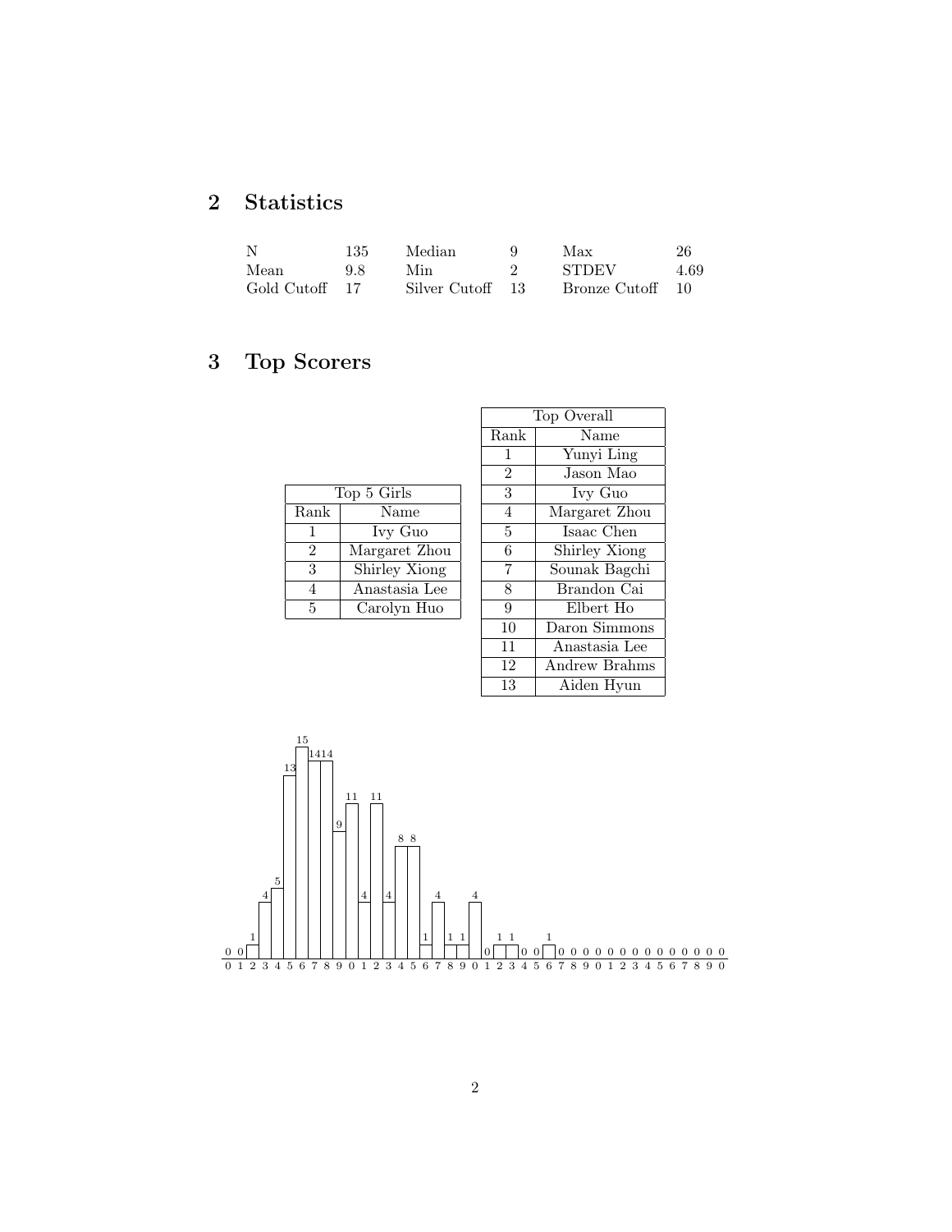## 2 Statistics

| | | | | | |
|---|---|---|---|---|---|
| N | 135 | Median | 9 | Max | 26 |
| Mean | 9.8 | Min | 2 | STDEV | 4.69 |
| Gold Cutoff | 17 | Silver Cutoff | 13 | Bronze Cutoff | 10 |

## 3 Top Scorers

| Top 5 Girls | |
|---|---|
| Rank | Name |
| 1 | Ivy Guo |
| 2 | Margaret Zhou |
| 3 | Shirley Xiong |
| 4 | Anastasia Lee |
| 5 | Carolyn Huo |

| Top Overall | |
|---|---|
| Rank | Name |
| 1 | Yunyi Ling |
| 2 | Jason Mao |
| 3 | Ivy Guo |
| 4 | Margaret Zhou |
| 5 | Isaac Chen |
| 6 | Shirley Xiong |
| 7 | Sounak Bagchi |
| 8 | Brandon Cai |
| 9 | Elbert Ho |
| 10 | Daron Simmons |
| 11 | Anastasia Lee |
| 12 | Andrew Brahms |
| 13 | Aiden Hyun |

0 0 1 4 5 13 15 14 14 9 11 4 11 4 8 8 1 4 1 1 4 0 1 1 0 0 1 0 0 0 0 0 0 0 0 0 0 0 0 0 0 0

0 1 2 3 4 5 6 7 8 9 0 1 2 3 4 5 6 7 8 9 0 1 2 3 4 5 6 7 8 9 0 1 2 3 4 5 6 7 8 9 0